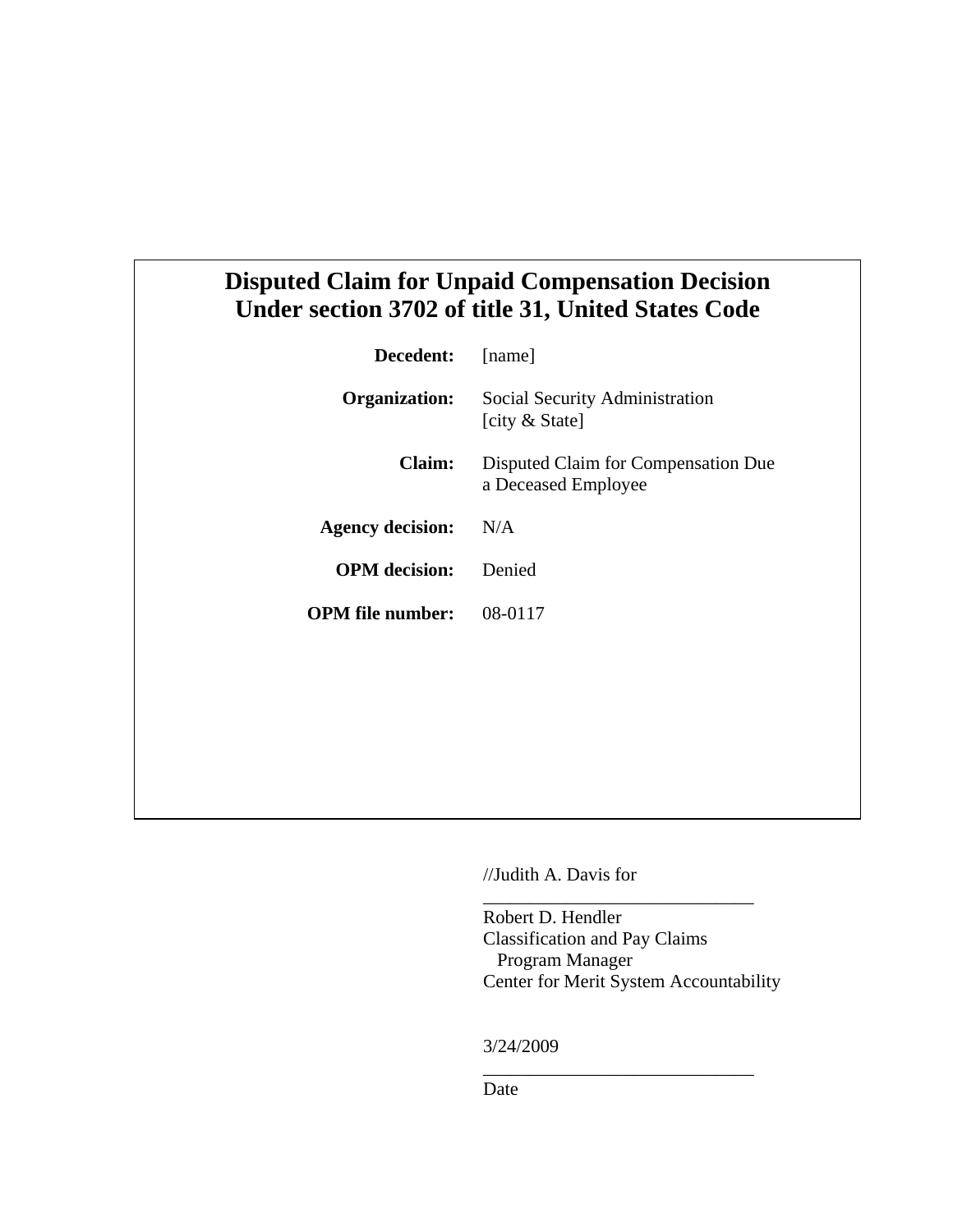# Disputed Claim for Unpaid Compensation Decision
# Under section 3702 of title 31, United States Code

**Decedent:** [name]

**Organization:** Social Security Administration
[city & State]

**Claim:** Disputed Claim for Compensation Due a Deceased Employee

**Agency decision:** N/A

**OPM decision:** Denied

**OPM file number:** 08-0117

//Judith A. Davis for

_____________________________
Robert D. Hendler
Classification and Pay Claims
Program Manager
Center for Merit System Accountability

3/24/2009

_____________________________
Date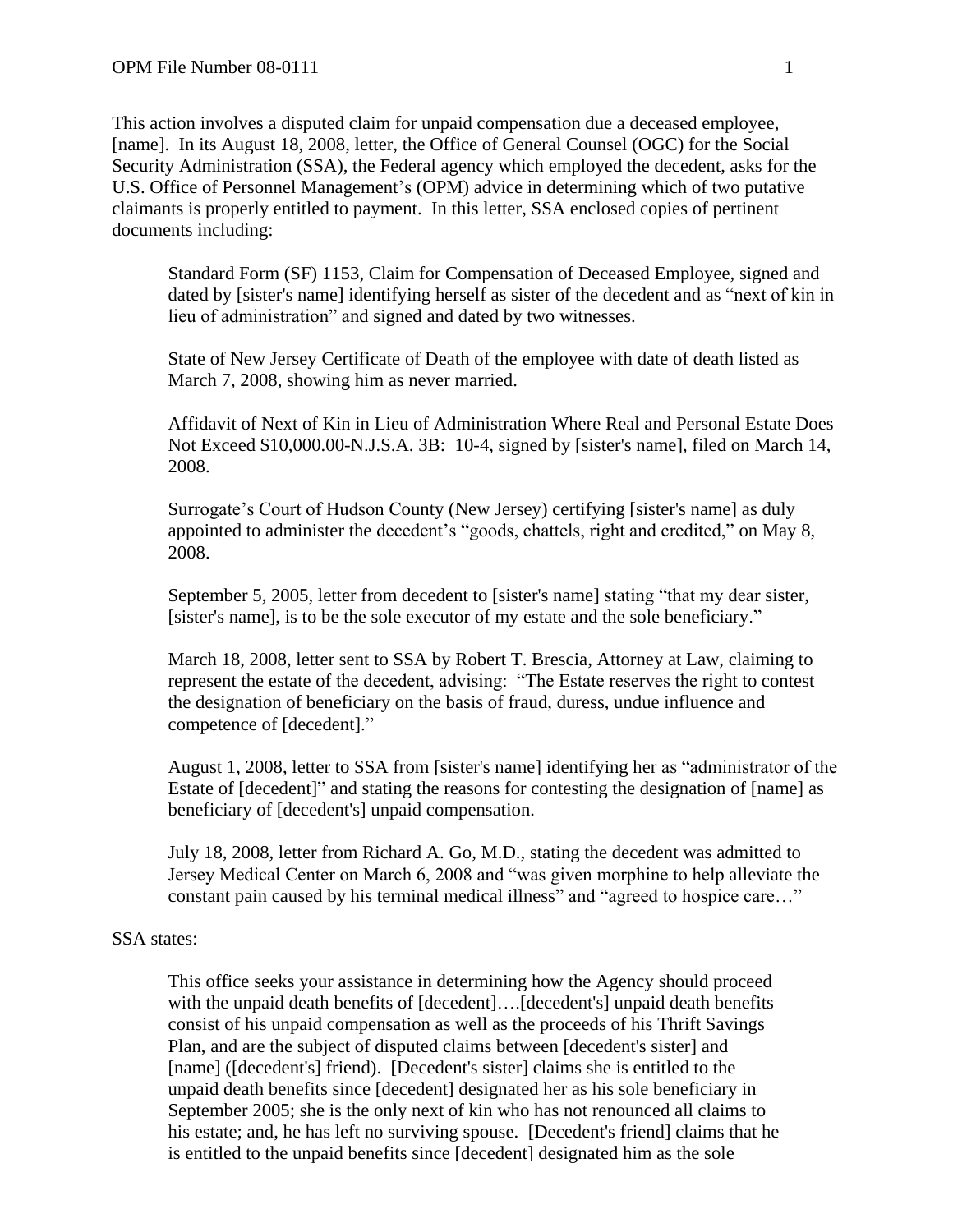This action involves a disputed claim for unpaid compensation due a deceased employee, [name]. In its August 18, 2008, letter, the Office of General Counsel (OGC) for the Social Security Administration (SSA), the Federal agency which employed the decedent, asks for the U.S. Office of Personnel Management's (OPM) advice in determining which of two putative claimants is properly entitled to payment. In this letter, SSA enclosed copies of pertinent documents including:

> Standard Form (SF) 1153, Claim for Compensation of Deceased Employee, signed and dated by [sister's name] identifying herself as sister of the decedent and as "next of kin in lieu of administration" and signed and dated by two witnesses.
>
> State of New Jersey Certificate of Death of the employee with date of death listed as March 7, 2008, showing him as never married.
>
> Affidavit of Next of Kin in Lieu of Administration Where Real and Personal Estate Does Not Exceed $10,000.00-N.J.S.A. 3B: 10-4, signed by [sister's name], filed on March 14, 2008.
>
> Surrogate's Court of Hudson County (New Jersey) certifying [sister's name] as duly appointed to administer the decedent's "goods, chattels, right and credited," on May 8, 2008.
>
> September 5, 2005, letter from decedent to [sister's name] stating "that my dear sister, [sister's name], is to be the sole executor of my estate and the sole beneficiary."
>
> March 18, 2008, letter sent to SSA by Robert T. Brescia, Attorney at Law, claiming to represent the estate of the decedent, advising: "The Estate reserves the right to contest the designation of beneficiary on the basis of fraud, duress, undue influence and competence of [decedent]."
>
> August 1, 2008, letter to SSA from [sister's name] identifying her as "administrator of the Estate of [decedent]" and stating the reasons for contesting the designation of [name] as beneficiary of [decedent's] unpaid compensation.
>
> July 18, 2008, letter from Richard A. Go, M.D., stating the decedent was admitted to Jersey Medical Center on March 6, 2008 and "was given morphine to help alleviate the constant pain caused by his terminal medical illness" and "agreed to hospice care…"

SSA states:

> This office seeks your assistance in determining how the Agency should proceed with the unpaid death benefits of [decedent]….[decedent's] unpaid death benefits consist of his unpaid compensation as well as the proceeds of his Thrift Savings Plan, and are the subject of disputed claims between [decedent's sister] and [name] ([decedent's] friend). [Decedent's sister] claims she is entitled to the unpaid death benefits since [decedent] designated her as his sole beneficiary in September 2005; she is the only next of kin who has not renounced all claims to his estate; and, he has left no surviving spouse. [Decedent's friend] claims that he is entitled to the unpaid benefits since [decedent] designated him as the sole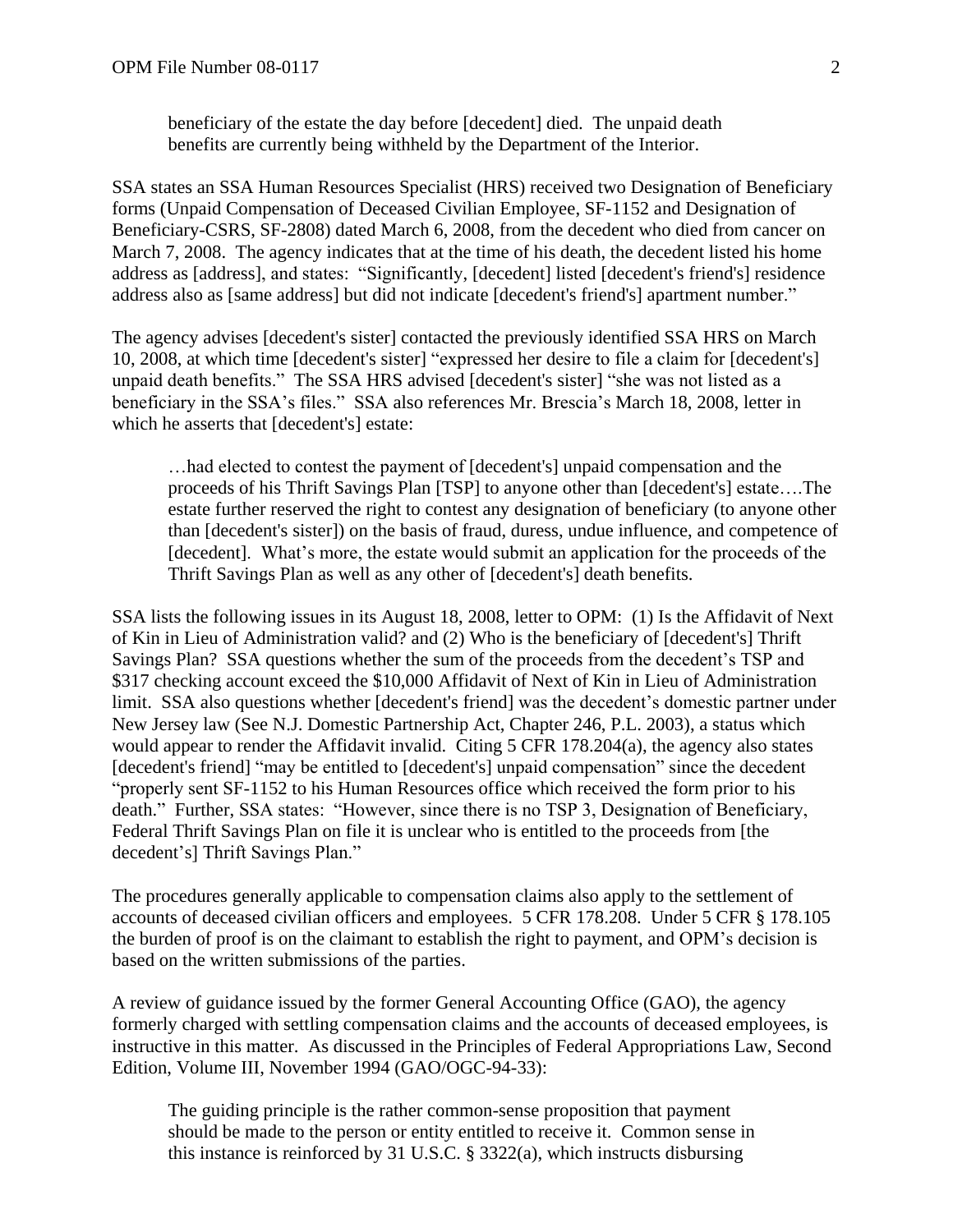beneficiary of the estate the day before [decedent] died. The unpaid death benefits are currently being withheld by the Department of the Interior.

SSA states an SSA Human Resources Specialist (HRS) received two Designation of Beneficiary forms (Unpaid Compensation of Deceased Civilian Employee, SF-1152 and Designation of Beneficiary-CSRS, SF-2808) dated March 6, 2008, from the decedent who died from cancer on March 7, 2008. The agency indicates that at the time of his death, the decedent listed his home address as [address], and states: "Significantly, [decedent] listed [decedent's friend's] residence address also as [same address] but did not indicate [decedent's friend's] apartment number."

The agency advises [decedent's sister] contacted the previously identified SSA HRS on March 10, 2008, at which time [decedent's sister] "expressed her desire to file a claim for [decedent's] unpaid death benefits." The SSA HRS advised [decedent's sister] "she was not listed as a beneficiary in the SSA's files." SSA also references Mr. Brescia's March 18, 2008, letter in which he asserts that [decedent's] estate:

> …had elected to contest the payment of [decedent's] unpaid compensation and the proceeds of his Thrift Savings Plan [TSP] to anyone other than [decedent's] estate….The estate further reserved the right to contest any designation of beneficiary (to anyone other than [decedent's sister]) on the basis of fraud, duress, undue influence, and competence of [decedent]. What's more, the estate would submit an application for the proceeds of the Thrift Savings Plan as well as any other of [decedent's] death benefits.

SSA lists the following issues in its August 18, 2008, letter to OPM: (1) Is the Affidavit of Next of Kin in Lieu of Administration valid? and (2) Who is the beneficiary of [decedent's] Thrift Savings Plan? SSA questions whether the sum of the proceeds from the decedent's TSP and $317 checking account exceed the $10,000 Affidavit of Next of Kin in Lieu of Administration limit. SSA also questions whether [decedent's friend] was the decedent's domestic partner under New Jersey law (See N.J. Domestic Partnership Act, Chapter 246, P.L. 2003), a status which would appear to render the Affidavit invalid. Citing 5 CFR 178.204(a), the agency also states [decedent's friend] "may be entitled to [decedent's] unpaid compensation" since the decedent "properly sent SF-1152 to his Human Resources office which received the form prior to his death." Further, SSA states: "However, since there is no TSP 3, Designation of Beneficiary, Federal Thrift Savings Plan on file it is unclear who is entitled to the proceeds from [the decedent's] Thrift Savings Plan."

The procedures generally applicable to compensation claims also apply to the settlement of accounts of deceased civilian officers and employees. 5 CFR 178.208. Under 5 CFR § 178.105 the burden of proof is on the claimant to establish the right to payment, and OPM's decision is based on the written submissions of the parties.

A review of guidance issued by the former General Accounting Office (GAO), the agency formerly charged with settling compensation claims and the accounts of deceased employees, is instructive in this matter. As discussed in the Principles of Federal Appropriations Law, Second Edition, Volume III, November 1994 (GAO/OGC-94-33):

> The guiding principle is the rather common-sense proposition that payment should be made to the person or entity entitled to receive it. Common sense in this instance is reinforced by 31 U.S.C. § 3322(a), which instructs disbursing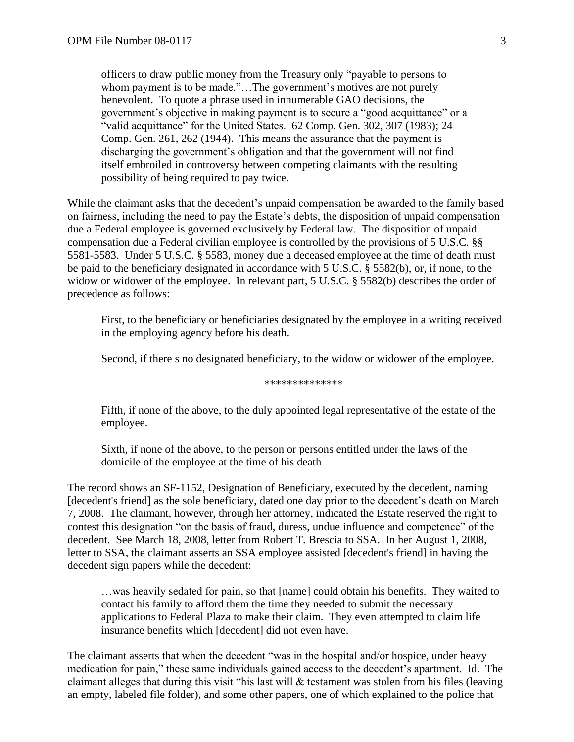> officers to draw public money from the Treasury only "payable to persons to whom payment is to be made."…The government's motives are not purely benevolent. To quote a phrase used in innumerable GAO decisions, the government's objective in making payment is to secure a "good acquittance" or a "valid acquittance" for the United States. 62 Comp. Gen. 302, 307 (1983); 24 Comp. Gen. 261, 262 (1944). This means the assurance that the payment is discharging the government's obligation and that the government will not find itself embroiled in controversy between competing claimants with the resulting possibility of being required to pay twice.

While the claimant asks that the decedent's unpaid compensation be awarded to the family based on fairness, including the need to pay the Estate's debts, the disposition of unpaid compensation due a Federal employee is governed exclusively by Federal law. The disposition of unpaid compensation due a Federal civilian employee is controlled by the provisions of 5 U.S.C. §§ 5581-5583. Under 5 U.S.C. § 5583, money due a deceased employee at the time of death must be paid to the beneficiary designated in accordance with 5 U.S.C. § 5582(b), or, if none, to the widow or widower of the employee. In relevant part, 5 U.S.C. § 5582(b) describes the order of precedence as follows:

> First, to the beneficiary or beneficiaries designated by the employee in a writing received in the employing agency before his death.
>
> Second, if there s no designated beneficiary, to the widow or widower of the employee.
>
> **************
>
> Fifth, if none of the above, to the duly appointed legal representative of the estate of the employee.
>
> Sixth, if none of the above, to the person or persons entitled under the laws of the domicile of the employee at the time of his death

The record shows an SF-1152, Designation of Beneficiary, executed by the decedent, naming [decedent's friend] as the sole beneficiary, dated one day prior to the decedent's death on March 7, 2008. The claimant, however, through her attorney, indicated the Estate reserved the right to contest this designation "on the basis of fraud, duress, undue influence and competence" of the decedent. See March 18, 2008, letter from Robert T. Brescia to SSA. In her August 1, 2008, letter to SSA, the claimant asserts an SSA employee assisted [decedent's friend] in having the decedent sign papers while the decedent:

> …was heavily sedated for pain, so that [name] could obtain his benefits. They waited to contact his family to afford them the time they needed to submit the necessary applications to Federal Plaza to make their claim. They even attempted to claim life insurance benefits which [decedent] did not even have.

The claimant asserts that when the decedent "was in the hospital and/or hospice, under heavy medication for pain," these same individuals gained access to the decedent's apartment. Id. The claimant alleges that during this visit "his last will & testament was stolen from his files (leaving an empty, labeled file folder), and some other papers, one of which explained to the police that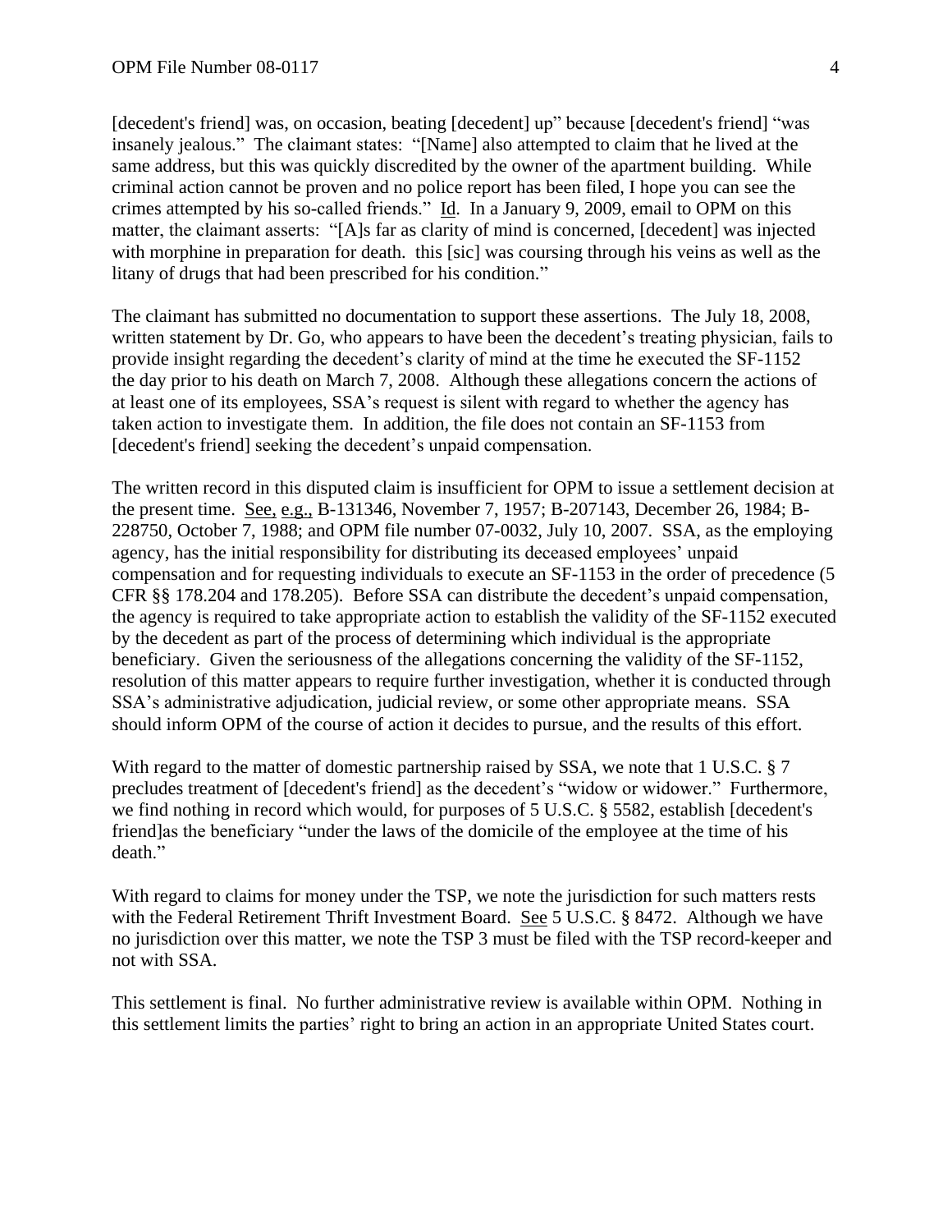[decedent's friend] was, on occasion, beating [decedent] up" because [decedent's friend] "was insanely jealous." The claimant states: "[Name] also attempted to claim that he lived at the same address, but this was quickly discredited by the owner of the apartment building. While criminal action cannot be proven and no police report has been filed, I hope you can see the crimes attempted by his so-called friends." Id. In a January 9, 2009, email to OPM on this matter, the claimant asserts: "[A]s far as clarity of mind is concerned, [decedent] was injected with morphine in preparation for death. this [sic] was coursing through his veins as well as the litany of drugs that had been prescribed for his condition."

The claimant has submitted no documentation to support these assertions. The July 18, 2008, written statement by Dr. Go, who appears to have been the decedent's treating physician, fails to provide insight regarding the decedent's clarity of mind at the time he executed the SF-1152 the day prior to his death on March 7, 2008. Although these allegations concern the actions of at least one of its employees, SSA's request is silent with regard to whether the agency has taken action to investigate them. In addition, the file does not contain an SF-1153 from [decedent's friend] seeking the decedent's unpaid compensation.

The written record in this disputed claim is insufficient for OPM to issue a settlement decision at the present time. See, e.g., B-131346, November 7, 1957; B-207143, December 26, 1984; B-228750, October 7, 1988; and OPM file number 07-0032, July 10, 2007. SSA, as the employing agency, has the initial responsibility for distributing its deceased employees' unpaid compensation and for requesting individuals to execute an SF-1153 in the order of precedence (5 CFR §§ 178.204 and 178.205). Before SSA can distribute the decedent's unpaid compensation, the agency is required to take appropriate action to establish the validity of the SF-1152 executed by the decedent as part of the process of determining which individual is the appropriate beneficiary. Given the seriousness of the allegations concerning the validity of the SF-1152, resolution of this matter appears to require further investigation, whether it is conducted through SSA's administrative adjudication, judicial review, or some other appropriate means. SSA should inform OPM of the course of action it decides to pursue, and the results of this effort.

With regard to the matter of domestic partnership raised by SSA, we note that 1 U.S.C. § 7 precludes treatment of [decedent's friend] as the decedent's "widow or widower." Furthermore, we find nothing in record which would, for purposes of 5 U.S.C. § 5582, establish [decedent's friend]as the beneficiary "under the laws of the domicile of the employee at the time of his death."

With regard to claims for money under the TSP, we note the jurisdiction for such matters rests with the Federal Retirement Thrift Investment Board. See 5 U.S.C. § 8472. Although we have no jurisdiction over this matter, we note the TSP 3 must be filed with the TSP record-keeper and not with SSA.

This settlement is final. No further administrative review is available within OPM. Nothing in this settlement limits the parties' right to bring an action in an appropriate United States court.